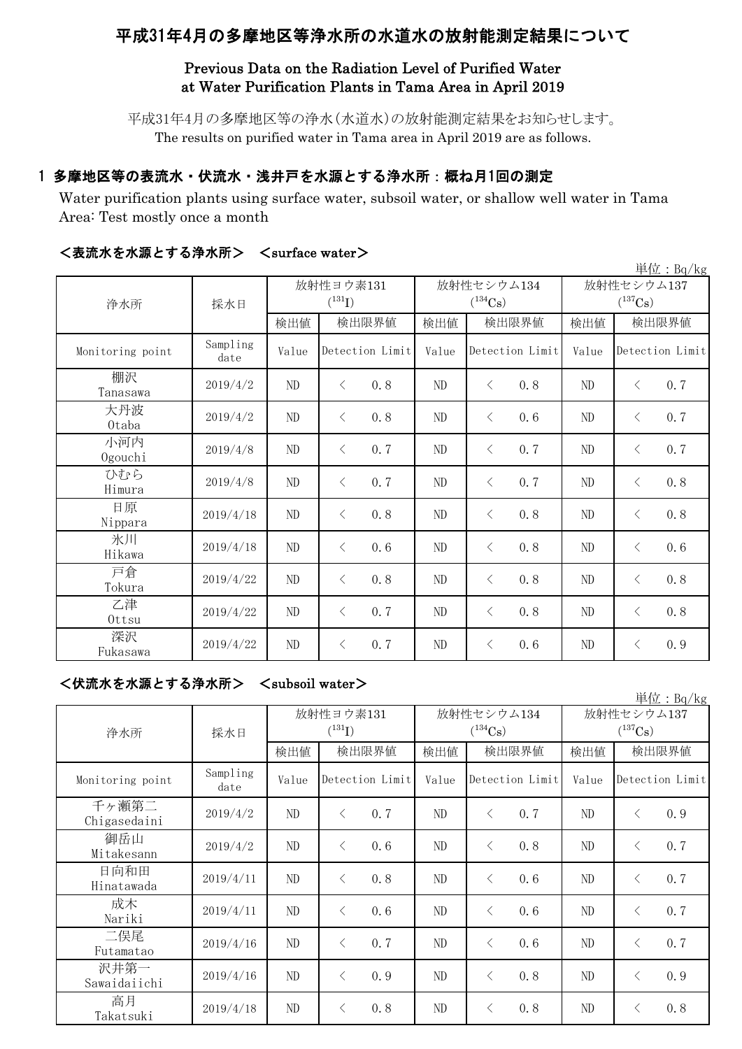# 平成31年4月の多摩地区等浄水所の水道水の放射能測定結果について

## Previous Data on the Radiation Level of Purified Water at Water Purification Plants in Tama Area in April 2019

平成31年4月の多摩地区等の浄水(水道水)の放射能測定結果をお知らせします。
The results on purified water in Tama area in April 2019 are as follows.

### 1 多摩地区等の表流水・伏流水・浅井戸を水源とする浄水所：概ね月1回の測定

Water purification plants using surface water, subsoil water, or shallow well water in Tama Area: Test mostly once a month

#### ＜表流水を水源とする浄水所＞ ＜surface water＞

単位：Bq/kg

| 浄水所 | 採水日 | 放射性ヨウ素131 ($^{131}I$) | | 放射性セシウム134 ($^{134}Cs$) | | 放射性セシウム137 ($^{137}Cs$) | |
|---|---|---|---|---|---|---|---|
| | | 検出値 | 検出限界値 | 検出値 | 検出限界値 | 検出値 | 検出限界値 |
| Monitoring point | Sampling date | Value | Detection Limit | Value | Detection Limit | Value | Detection Limit |
| 棚沢 Tanasawa | 2019/4/2 | ND | ＜ 0.8 | ND | ＜ 0.8 | ND | ＜ 0.7 |
| 大丹波 Otaba | 2019/4/2 | ND | ＜ 0.8 | ND | ＜ 0.6 | ND | ＜ 0.7 |
| 小河内 Ogouchi | 2019/4/8 | ND | ＜ 0.7 | ND | ＜ 0.7 | ND | ＜ 0.7 |
| ひむら Himura | 2019/4/8 | ND | ＜ 0.7 | ND | ＜ 0.7 | ND | ＜ 0.8 |
| 日原 Nippara | 2019/4/18 | ND | ＜ 0.8 | ND | ＜ 0.8 | ND | ＜ 0.8 |
| 氷川 Hikawa | 2019/4/18 | ND | ＜ 0.6 | ND | ＜ 0.8 | ND | ＜ 0.6 |
| 戸倉 Tokura | 2019/4/22 | ND | ＜ 0.8 | ND | ＜ 0.8 | ND | ＜ 0.8 |
| 乙津 Ottsu | 2019/4/22 | ND | ＜ 0.7 | ND | ＜ 0.8 | ND | ＜ 0.8 |
| 深沢 Fukasawa | 2019/4/22 | ND | ＜ 0.7 | ND | ＜ 0.6 | ND | ＜ 0.9 |

#### ＜伏流水を水源とする浄水所＞ ＜subsoil water＞

単位：Bq/kg

| 浄水所 | 採水日 | 放射性ヨウ素131 ($^{131}I$) | | 放射性セシウム134 ($^{134}Cs$) | | 放射性セシウム137 ($^{137}Cs$) | |
|---|---|---|---|---|---|---|---|
| | | 検出値 | 検出限界値 | 検出値 | 検出限界値 | 検出値 | 検出限界値 |
| Monitoring point | Sampling date | Value | Detection Limit | Value | Detection Limit | Value | Detection Limit |
| 千ヶ瀬第二 Chigasedaini | 2019/4/2 | ND | ＜ 0.7 | ND | ＜ 0.7 | ND | ＜ 0.9 |
| 御岳山 Mitakesann | 2019/4/2 | ND | ＜ 0.6 | ND | ＜ 0.8 | ND | ＜ 0.7 |
| 日向和田 Hinatawada | 2019/4/11 | ND | ＜ 0.8 | ND | ＜ 0.6 | ND | ＜ 0.7 |
| 成木 Nariki | 2019/4/11 | ND | ＜ 0.6 | ND | ＜ 0.6 | ND | ＜ 0.7 |
| 二俣尾 Futamatao | 2019/4/16 | ND | ＜ 0.7 | ND | ＜ 0.6 | ND | ＜ 0.7 |
| 沢井第一 Sawaidaiichi | 2019/4/16 | ND | ＜ 0.9 | ND | ＜ 0.8 | ND | ＜ 0.9 |
| 高月 Takatsuki | 2019/4/18 | ND | ＜ 0.8 | ND | ＜ 0.8 | ND | ＜ 0.8 |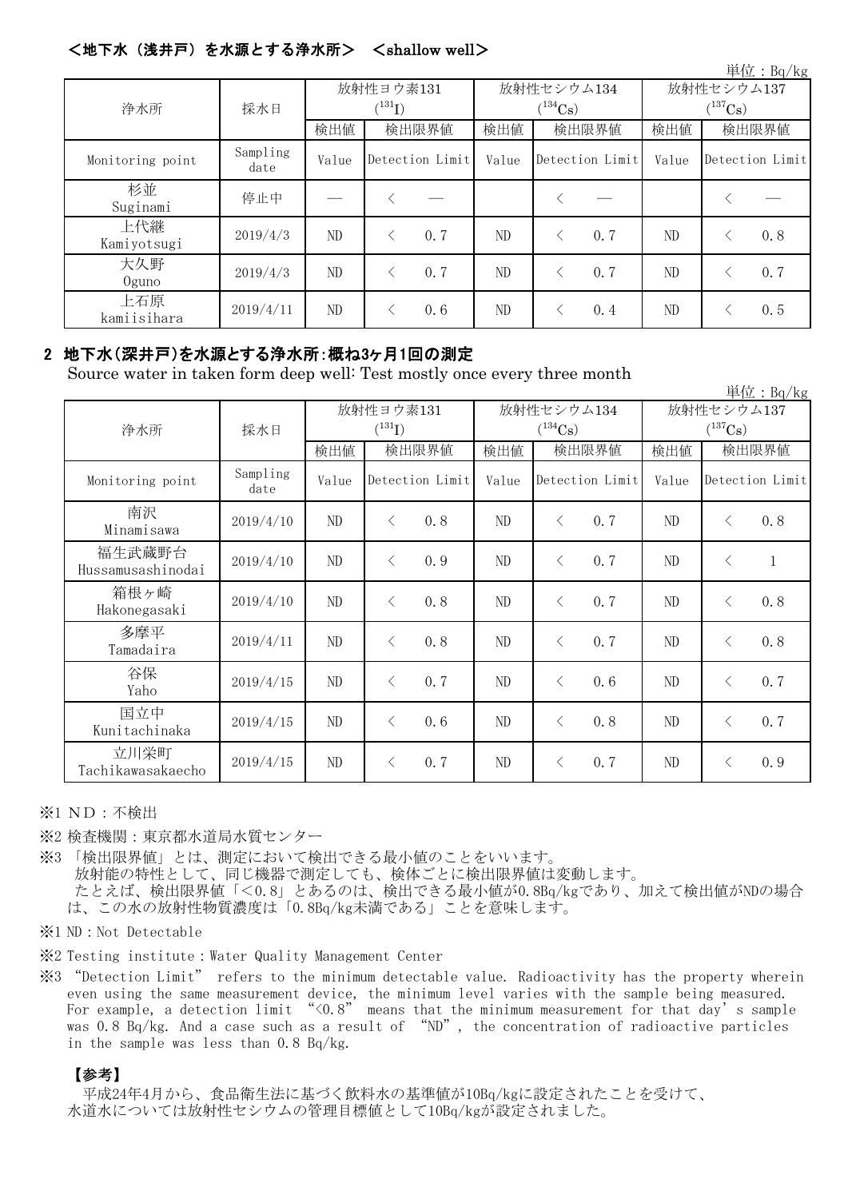## ＜地下水（浅井戸）を水源とする浄水所＞　＜shallow well＞

単位：Bq/kg

| 浄水所 | 採水日 | 放射性ヨウ素131 ($^{131}$I) | | 放射性セシウム134 ($^{134}$Cs) | | 放射性セシウム137 ($^{137}$Cs) | |
|---|---|---|---|---|---|---|---|
| | | 検出値 | 検出限界値 | 検出値 | 検出限界値 | 検出値 | 検出限界値 |
| Monitoring point | Sampling date | Value | Detection Limit | Value | Detection Limit | Value | Detection Limit |
| 杉並 Suginami | 停止中 | — | ＜ — | | ＜ — | | ＜ — |
| 上代継 Kamiyotsugi | 2019/4/3 | ND | ＜ 0.7 | ND | ＜ 0.7 | ND | ＜ 0.8 |
| 大久野 Oguno | 2019/4/3 | ND | ＜ 0.7 | ND | ＜ 0.7 | ND | ＜ 0.7 |
| 上石原 kamiisihara | 2019/4/11 | ND | ＜ 0.6 | ND | ＜ 0.4 | ND | ＜ 0.5 |

## 2 地下水(深井戸)を水源とする浄水所:概ね3ヶ月1回の測定

Source water in taken form deep well: Test mostly once every three month

単位：Bq/kg

| 浄水所 | 採水日 | 放射性ヨウ素131 ($^{131}$I) | | 放射性セシウム134 ($^{134}$Cs) | | 放射性セシウム137 ($^{137}$Cs) | |
|---|---|---|---|---|---|---|---|
| | | 検出値 | 検出限界値 | 検出値 | 検出限界値 | 検出値 | 検出限界値 |
| Monitoring point | Sampling date | Value | Detection Limit | Value | Detection Limit | Value | Detection Limit |
| 南沢 Minamisawa | 2019/4/10 | ND | ＜ 0.8 | ND | ＜ 0.7 | ND | ＜ 0.8 |
| 福生武蔵野台 Hussamusashinodai | 2019/4/10 | ND | ＜ 0.9 | ND | ＜ 0.7 | ND | ＜ 1 |
| 箱根ヶ崎 Hakonegasaki | 2019/4/10 | ND | ＜ 0.8 | ND | ＜ 0.7 | ND | ＜ 0.8 |
| 多摩平 Tamadaira | 2019/4/11 | ND | ＜ 0.8 | ND | ＜ 0.7 | ND | ＜ 0.8 |
| 谷保 Yaho | 2019/4/15 | ND | ＜ 0.7 | ND | ＜ 0.6 | ND | ＜ 0.7 |
| 国立中 Kunitachinaka | 2019/4/15 | ND | ＜ 0.6 | ND | ＜ 0.8 | ND | ＜ 0.7 |
| 立川栄町 Tachikawasakaecho | 2019/4/15 | ND | ＜ 0.7 | ND | ＜ 0.7 | ND | ＜ 0.9 |

※1 ND：不検出

※2 検査機関：東京都水道局水質センター

※3 「検出限界値」とは、測定において検出できる最小値のことをいいます。
放射能の特性として、同じ機器で測定しても、検体ごとに検出限界値は変動します。
たとえば、検出限界値「<0.8」とあるのは、検出できる最小値が0.8Bq/kgであり、加えて検出値がNDの場合は、この水の放射性物質濃度は「0.8Bq/kg未満である」ことを意味します。

※1 ND : Not Detectable

※2 Testing institute : Water Quality Management Center

※3 "Detection Limit" refers to the minimum detectable value. Radioactivity has the property wherein even using the same measurement device, the minimum level varies with the sample being measured. For example, a detection limit "<0.8" means that the minimum measurement for that day's sample was 0.8 Bq/kg. And a case such as a result of "ND", the concentration of radioactive particles in the sample was less than 0.8 Bq/kg.

### 【参考】

平成24年4月から、食品衛生法に基づく飲料水の基準値が10Bq/kgに設定されたことを受けて、水道水については放射性セシウムの管理目標値として10Bq/kgが設定されました。